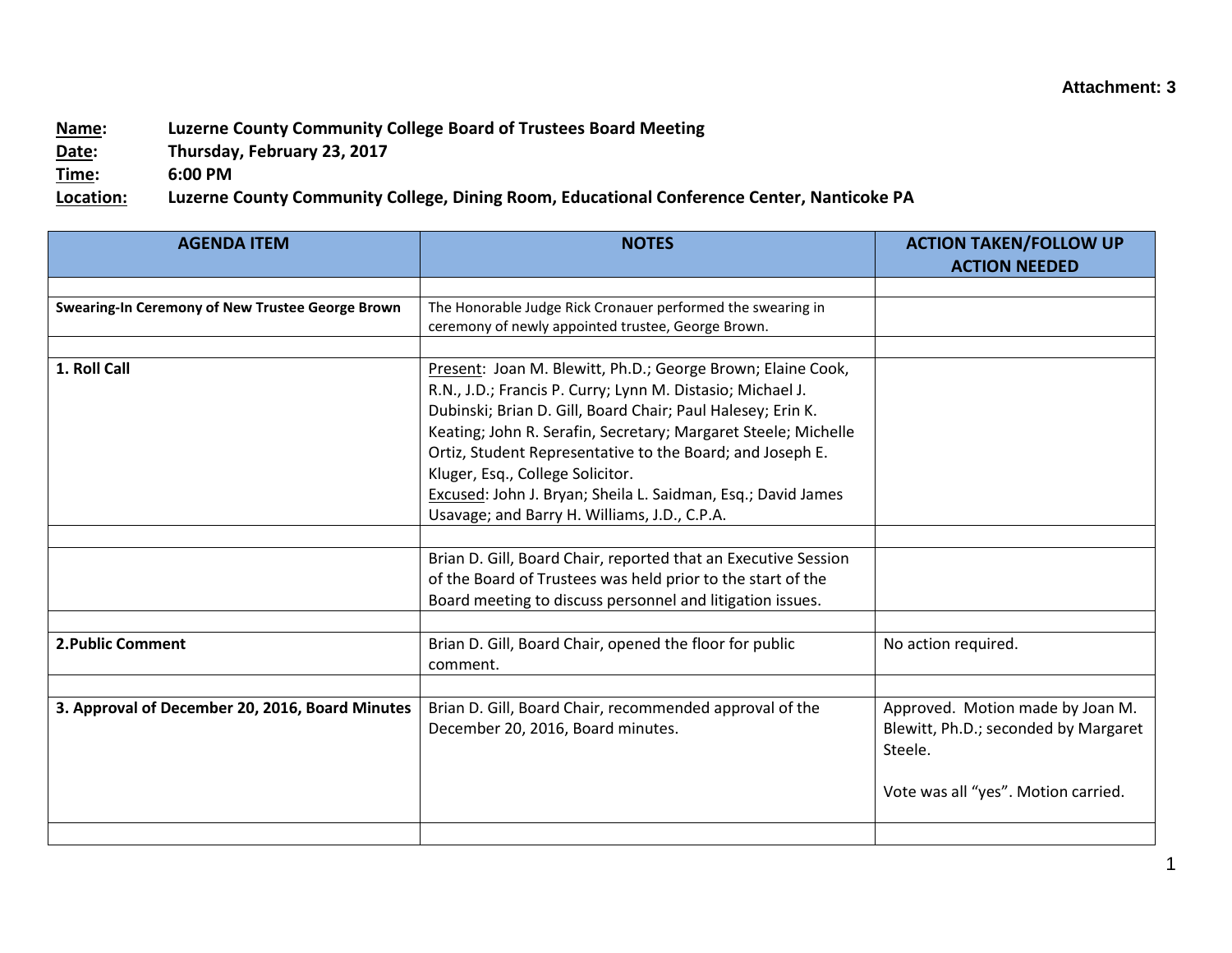**Attachment: 3**

**Name:** **Luzerne County Community College Board of Trustees Board Meeting**
**Date:** **Thursday, February 23, 2017**
**Time:** **6:00 PM**
**Location:** **Luzerne County Community College, Dining Room, Educational Conference Center, Nanticoke PA**

| AGENDA ITEM | NOTES | ACTION TAKEN/FOLLOW UP ACTION NEEDED |
|---|---|---|
| | | |
| **Swearing-In Ceremony of New Trustee George Brown** | The Honorable Judge Rick Cronauer performed the swearing in ceremony of newly appointed trustee, George Brown. | |
| | | |
| **1. Roll Call** | Present: Joan M. Blewitt, Ph.D.; George Brown; Elaine Cook, R.N., J.D.; Francis P. Curry; Lynn M. Distasio; Michael J. Dubinski; Brian D. Gill, Board Chair; Paul Halesey; Erin K. Keating; John R. Serafin, Secretary; Margaret Steele; Michelle Ortiz, Student Representative to the Board; and Joseph E. Kluger, Esq., College Solicitor.<br>Excused: John J. Bryan; Sheila L. Saidman, Esq.; David James Usavage; and Barry H. Williams, J.D., C.P.A. | |
| | | |
| | Brian D. Gill, Board Chair, reported that an Executive Session of the Board of Trustees was held prior to the start of the Board meeting to discuss personnel and litigation issues. | |
| | | |
| **2.Public Comment** | Brian D. Gill, Board Chair, opened the floor for public comment. | No action required. |
| | | |
| **3. Approval of December 20, 2016, Board Minutes** | Brian D. Gill, Board Chair, recommended approval of the December 20, 2016, Board minutes. | Approved. Motion made by Joan M. Blewitt, Ph.D.; seconded by Margaret Steele.<br><br>Vote was all "yes". Motion carried. |
| | | |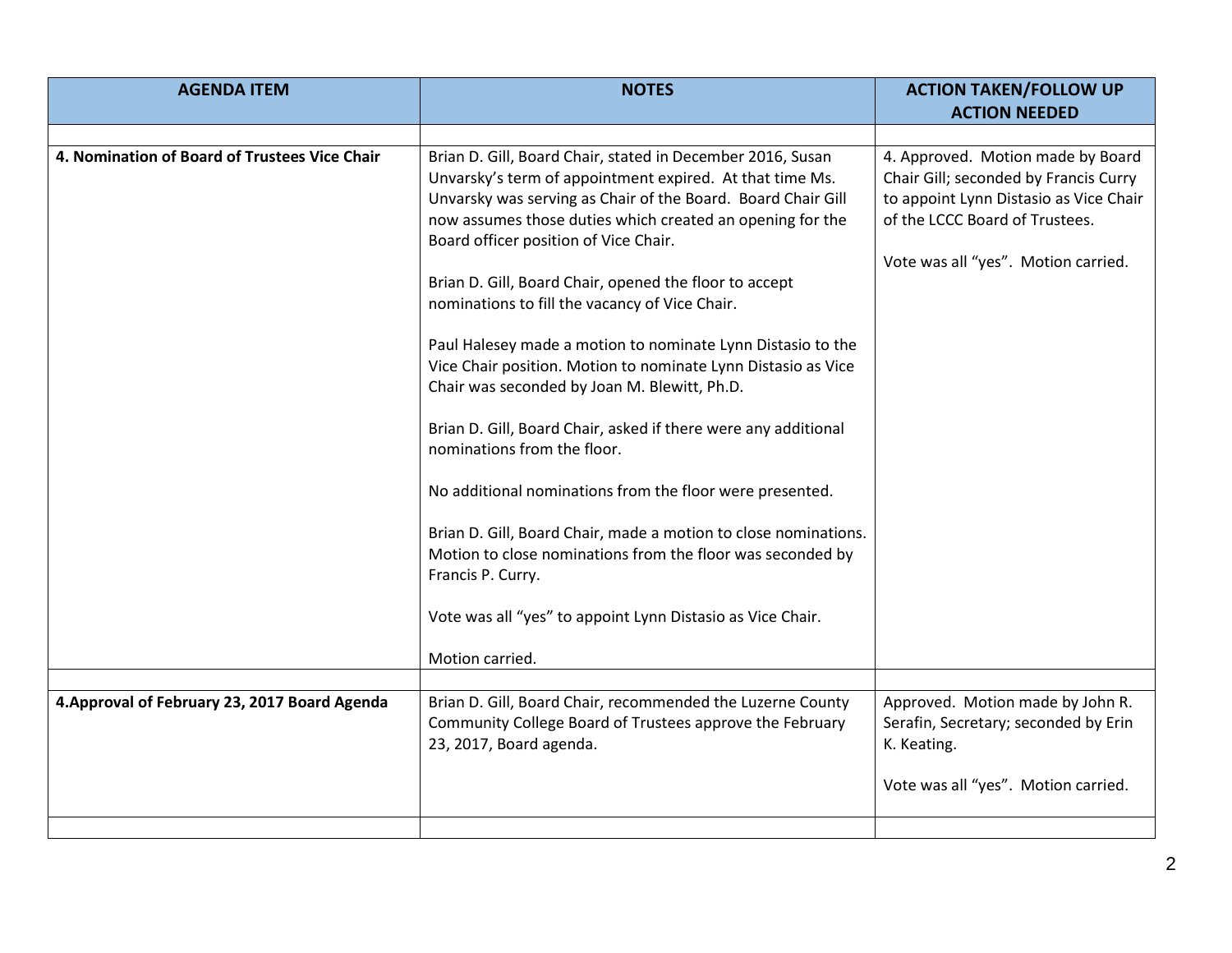| AGENDA ITEM | NOTES | ACTION TAKEN/FOLLOW UP ACTION NEEDED |
|---|---|---|
| | | |
| **4. Nomination of Board of Trustees Vice Chair** | Brian D. Gill, Board Chair, stated in December 2016, Susan Unvarsky's term of appointment expired. At that time Ms. Unvarsky was serving as Chair of the Board. Board Chair Gill now assumes those duties which created an opening for the Board officer position of Vice Chair.<br><br>Brian D. Gill, Board Chair, opened the floor to accept nominations to fill the vacancy of Vice Chair.<br><br>Paul Halesey made a motion to nominate Lynn Distasio to the Vice Chair position. Motion to nominate Lynn Distasio as Vice Chair was seconded by Joan M. Blewitt, Ph.D.<br><br>Brian D. Gill, Board Chair, asked if there were any additional nominations from the floor.<br><br>No additional nominations from the floor were presented.<br><br>Brian D. Gill, Board Chair, made a motion to close nominations. Motion to close nominations from the floor was seconded by Francis P. Curry.<br><br>Vote was all "yes" to appoint Lynn Distasio as Vice Chair.<br><br>Motion carried. | 4. Approved. Motion made by Board Chair Gill; seconded by Francis Curry to appoint Lynn Distasio as Vice Chair of the LCCC Board of Trustees.<br><br>Vote was all "yes". Motion carried. |
| | | |
| **4.Approval of February 23, 2017 Board Agenda** | Brian D. Gill, Board Chair, recommended the Luzerne County Community College Board of Trustees approve the February 23, 2017, Board agenda. | Approved. Motion made by John R. Serafin, Secretary; seconded by Erin K. Keating.<br><br>Vote was all "yes". Motion carried. |
| | | |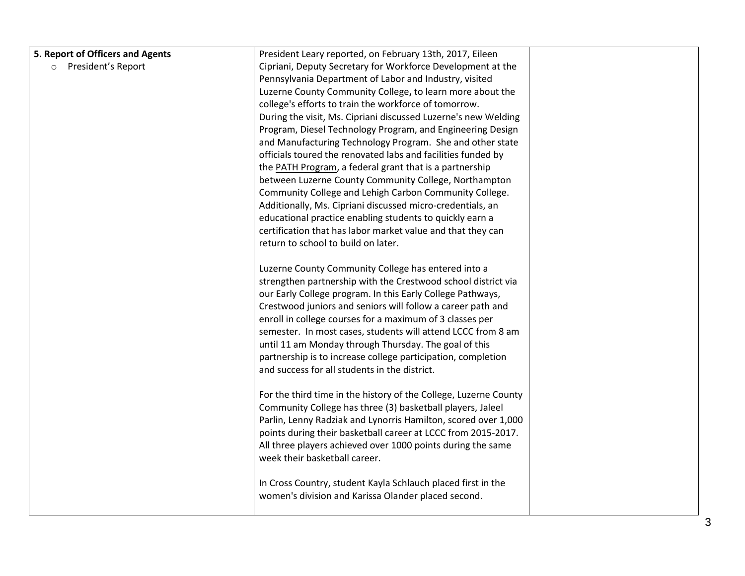| **5. Report of Officers and Agents**<br>○ President's Report | President Leary reported, on February 13th, 2017, Eileen Cipriani, Deputy Secretary for Workforce Development at the Pennsylvania Department of Labor and Industry, visited Luzerne County Community College**,** to learn more about the college's efforts to train the workforce of tomorrow.<br>During the visit, Ms. Cipriani discussed Luzerne's new Welding Program, Diesel Technology Program, and Engineering Design and Manufacturing Technology Program. She and other state officials toured the renovated labs and facilities funded by the PATH Program, a federal grant that is a partnership between Luzerne County Community College, Northampton Community College and Lehigh Carbon Community College. Additionally, Ms. Cipriani discussed micro-credentials, an educational practice enabling students to quickly earn a certification that has labor market value and that they can return to school to build on later.<br><br>Luzerne County Community College has entered into a strengthen partnership with the Crestwood school district via our Early College program. In this Early College Pathways, Crestwood juniors and seniors will follow a career path and enroll in college courses for a maximum of 3 classes per semester. In most cases, students will attend LCCC from 8 am until 11 am Monday through Thursday. The goal of this partnership is to increase college participation, completion and success for all students in the district.<br><br>For the third time in the history of the College, Luzerne County Community College has three (3) basketball players, Jaleel Parlin, Lenny Radziak and Lynorris Hamilton, scored over 1,000 points during their basketball career at LCCC from 2015-2017. All three players achieved over 1000 points during the same week their basketball career.<br><br>In Cross Country, student Kayla Schlauch placed first in the women's division and Karissa Olander placed second. | |
|---|---|---|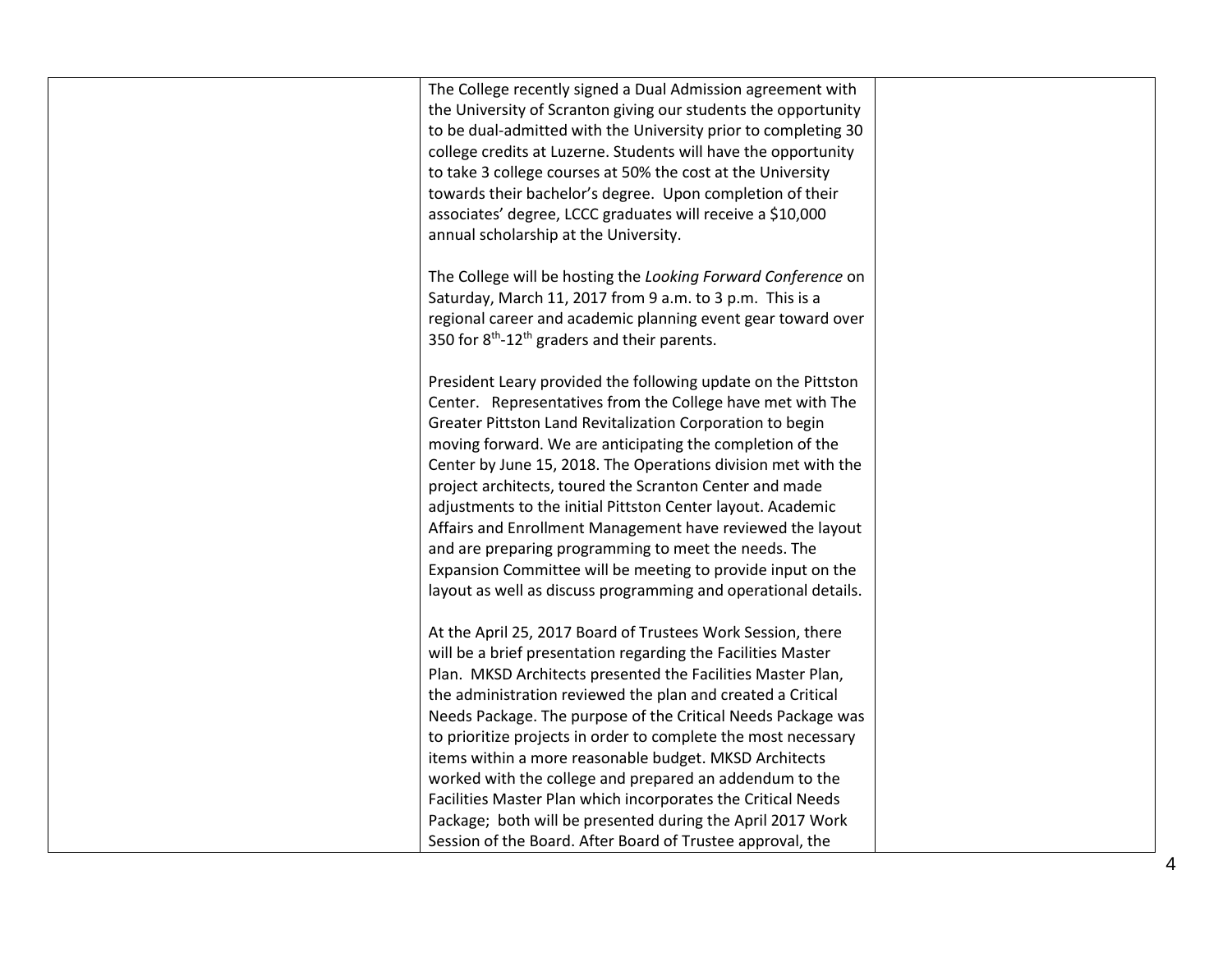| | | |
|---|---|---|
| | The College recently signed a Dual Admission agreement with the University of Scranton giving our students the opportunity to be dual-admitted with the University prior to completing 30 college credits at Luzerne. Students will have the opportunity to take 3 college courses at 50% the cost at the University towards their bachelor's degree. Upon completion of their associates' degree, LCCC graduates will receive a $10,000 annual scholarship at the University.<br><br>The College will be hosting the *Looking Forward Conference* on Saturday, March 11, 2017 from 9 a.m. to 3 p.m. This is a regional career and academic planning event gear toward over 350 for 8th-12th graders and their parents.<br><br>President Leary provided the following update on the Pittston Center. Representatives from the College have met with The Greater Pittston Land Revitalization Corporation to begin moving forward. We are anticipating the completion of the Center by June 15, 2018. The Operations division met with the project architects, toured the Scranton Center and made adjustments to the initial Pittston Center layout. Academic Affairs and Enrollment Management have reviewed the layout and are preparing programming to meet the needs. The Expansion Committee will be meeting to provide input on the layout as well as discuss programming and operational details.<br><br>At the April 25, 2017 Board of Trustees Work Session, there will be a brief presentation regarding the Facilities Master Plan. MKSD Architects presented the Facilities Master Plan, the administration reviewed the plan and created a Critical Needs Package. The purpose of the Critical Needs Package was to prioritize projects in order to complete the most necessary items within a more reasonable budget. MKSD Architects worked with the college and prepared an addendum to the Facilities Master Plan which incorporates the Critical Needs Package; both will be presented during the April 2017 Work Session of the Board. After Board of Trustee approval, the | |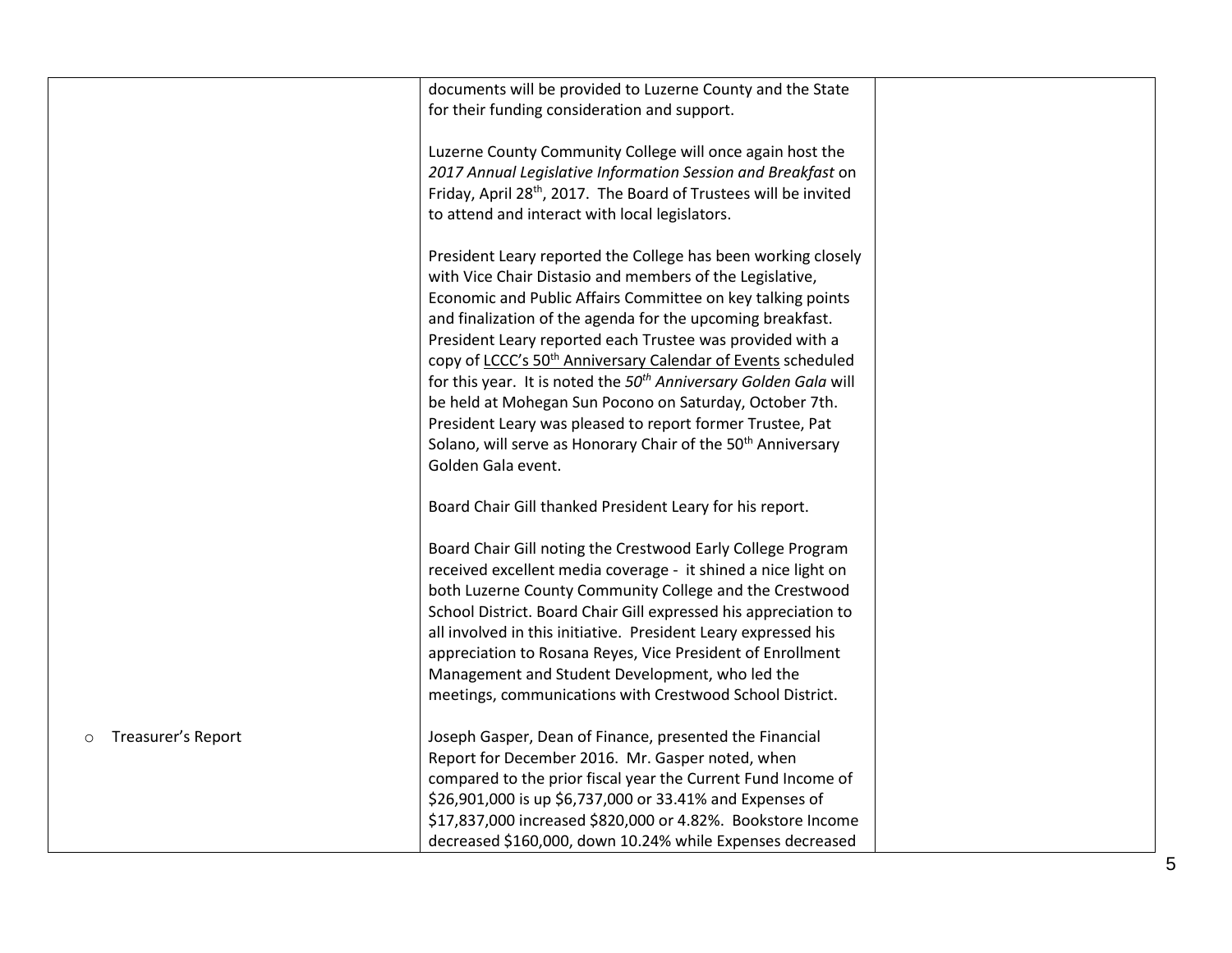| | | |
|---|---|---|
| | documents will be provided to Luzerne County and the State for their funding consideration and support.<br><br>Luzerne County Community College will once again host the *2017 Annual Legislative Information Session and Breakfast* on Friday, April 28th, 2017. The Board of Trustees will be invited to attend and interact with local legislators.<br><br>President Leary reported the College has been working closely with Vice Chair Distasio and members of the Legislative, Economic and Public Affairs Committee on key talking points and finalization of the agenda for the upcoming breakfast. President Leary reported each Trustee was provided with a copy of <u>LCCC's 50th Anniversary Calendar of Events</u> scheduled for this year. It is noted the *50th Anniversary Golden Gala* will be held at Mohegan Sun Pocono on Saturday, October 7th. President Leary was pleased to report former Trustee, Pat Solano, will serve as Honorary Chair of the 50th Anniversary Golden Gala event.<br><br>Board Chair Gill thanked President Leary for his report.<br><br>Board Chair Gill noting the Crestwood Early College Program received excellent media coverage - it shined a nice light on both Luzerne County Community College and the Crestwood School District. Board Chair Gill expressed his appreciation to all involved in this initiative. President Leary expressed his appreciation to Rosana Reyes, Vice President of Enrollment Management and Student Development, who led the meetings, communications with Crestwood School District. | |
| ○ Treasurer's Report | Joseph Gasper, Dean of Finance, presented the Financial Report for December 2016. Mr. Gasper noted, when compared to the prior fiscal year the Current Fund Income of \$26,901,000 is up \$6,737,000 or 33.41% and Expenses of \$17,837,000 increased \$820,000 or 4.82%. Bookstore Income decreased \$160,000, down 10.24% while Expenses decreased | |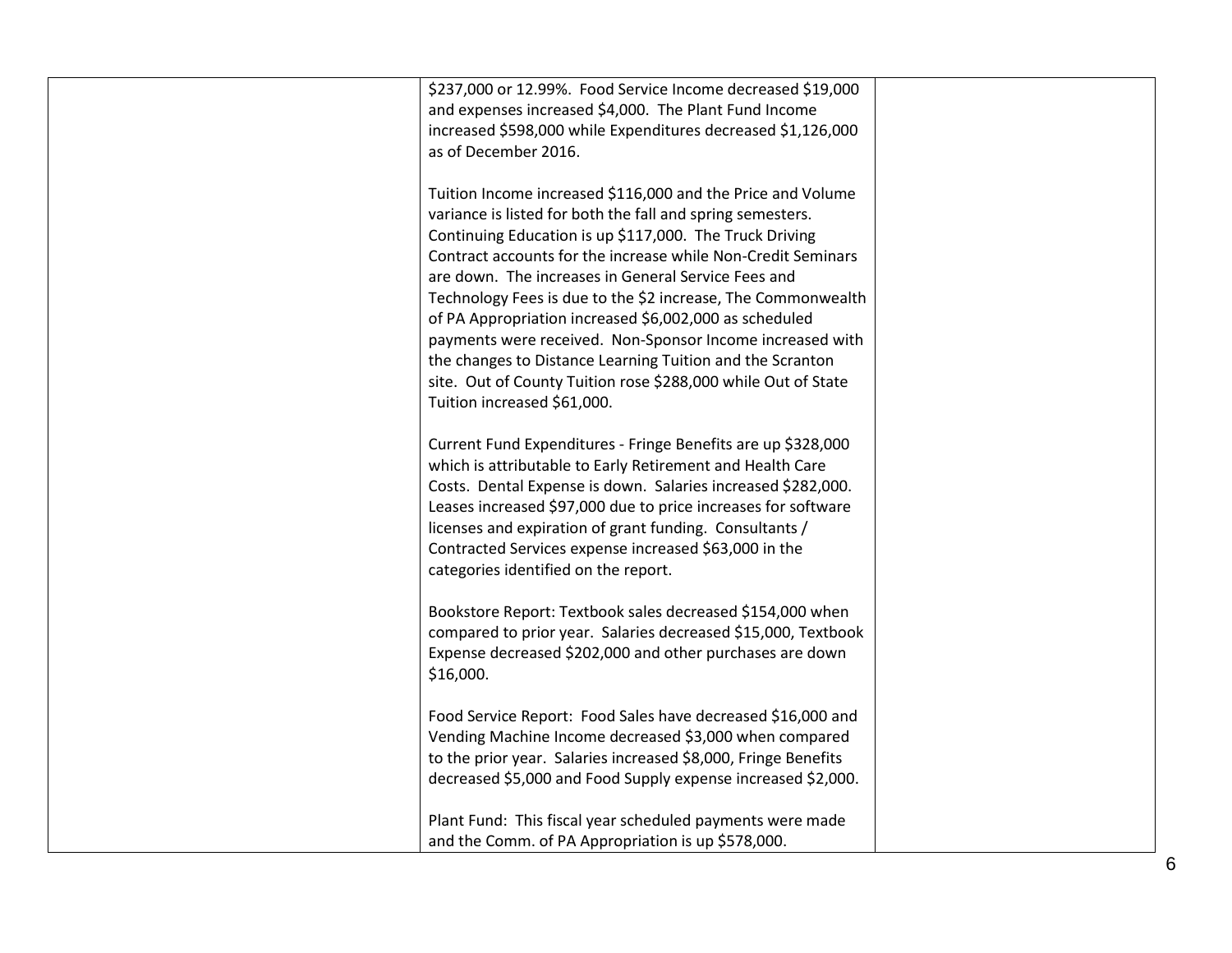| | | |
|---|---|---|
| | \$237,000 or 12.99%. Food Service Income decreased \$19,000 and expenses increased \$4,000. The Plant Fund Income increased \$598,000 while Expenditures decreased \$1,126,000 as of December 2016.<br><br>Tuition Income increased \$116,000 and the Price and Volume variance is listed for both the fall and spring semesters. Continuing Education is up \$117,000. The Truck Driving Contract accounts for the increase while Non-Credit Seminars are down. The increases in General Service Fees and Technology Fees is due to the \$2 increase, The Commonwealth of PA Appropriation increased \$6,002,000 as scheduled payments were received. Non-Sponsor Income increased with the changes to Distance Learning Tuition and the Scranton site. Out of County Tuition rose \$288,000 while Out of State Tuition increased \$61,000.<br><br>Current Fund Expenditures - Fringe Benefits are up \$328,000 which is attributable to Early Retirement and Health Care Costs. Dental Expense is down. Salaries increased \$282,000. Leases increased \$97,000 due to price increases for software licenses and expiration of grant funding. Consultants / Contracted Services expense increased \$63,000 in the categories identified on the report.<br><br>Bookstore Report: Textbook sales decreased \$154,000 when compared to prior year. Salaries decreased \$15,000, Textbook Expense decreased \$202,000 and other purchases are down \$16,000.<br><br>Food Service Report: Food Sales have decreased \$16,000 and Vending Machine Income decreased \$3,000 when compared to the prior year. Salaries increased \$8,000, Fringe Benefits decreased \$5,000 and Food Supply expense increased \$2,000.<br><br>Plant Fund: This fiscal year scheduled payments were made and the Comm. of PA Appropriation is up \$578,000. | |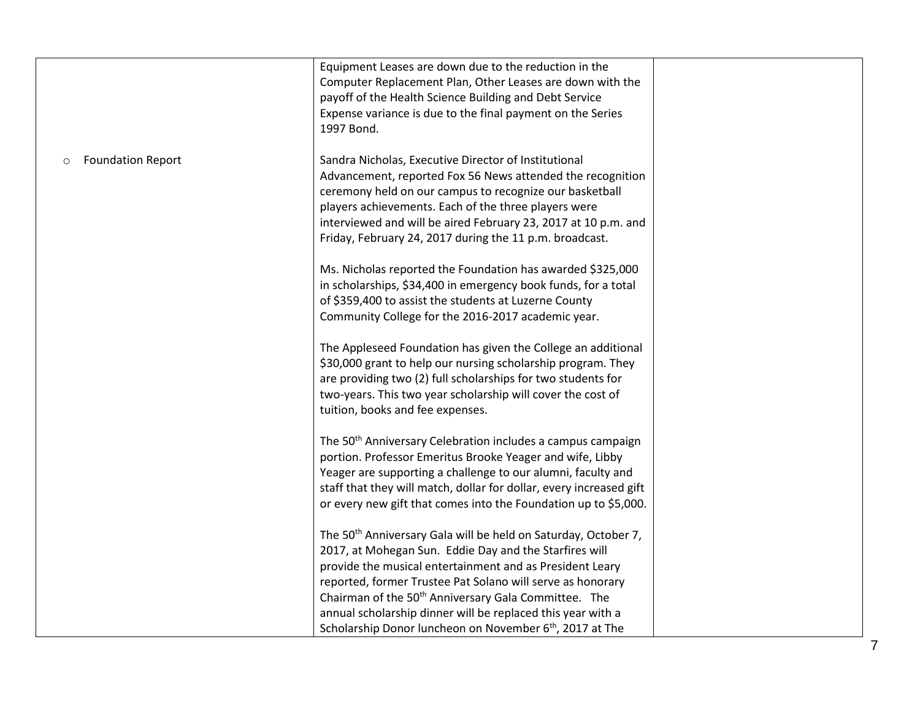| | | |
|---|---|---|
| | Equipment Leases are down due to the reduction in the Computer Replacement Plan, Other Leases are down with the payoff of the Health Science Building and Debt Service Expense variance is due to the final payment on the Series 1997 Bond. | |
| ○ Foundation Report | Sandra Nicholas, Executive Director of Institutional Advancement, reported Fox 56 News attended the recognition ceremony held on our campus to recognize our basketball players achievements. Each of the three players were interviewed and will be aired February 23, 2017 at 10 p.m. and Friday, February 24, 2017 during the 11 p.m. broadcast.<br><br>Ms. Nicholas reported the Foundation has awarded \$325,000 in scholarships, \$34,400 in emergency book funds, for a total of \$359,400 to assist the students at Luzerne County Community College for the 2016-2017 academic year.<br><br>The Appleseed Foundation has given the College an additional \$30,000 grant to help our nursing scholarship program. They are providing two (2) full scholarships for two students for two-years. This two year scholarship will cover the cost of tuition, books and fee expenses.<br><br>The 50th Anniversary Celebration includes a campus campaign portion. Professor Emeritus Brooke Yeager and wife, Libby Yeager are supporting a challenge to our alumni, faculty and staff that they will match, dollar for dollar, every increased gift or every new gift that comes into the Foundation up to \$5,000.<br><br>The 50th Anniversary Gala will be held on Saturday, October 7, 2017, at Mohegan Sun. Eddie Day and the Starfires will provide the musical entertainment and as President Leary reported, former Trustee Pat Solano will serve as honorary Chairman of the 50th Anniversary Gala Committee. The annual scholarship dinner will be replaced this year with a Scholarship Donor luncheon on November 6th, 2017 at The | |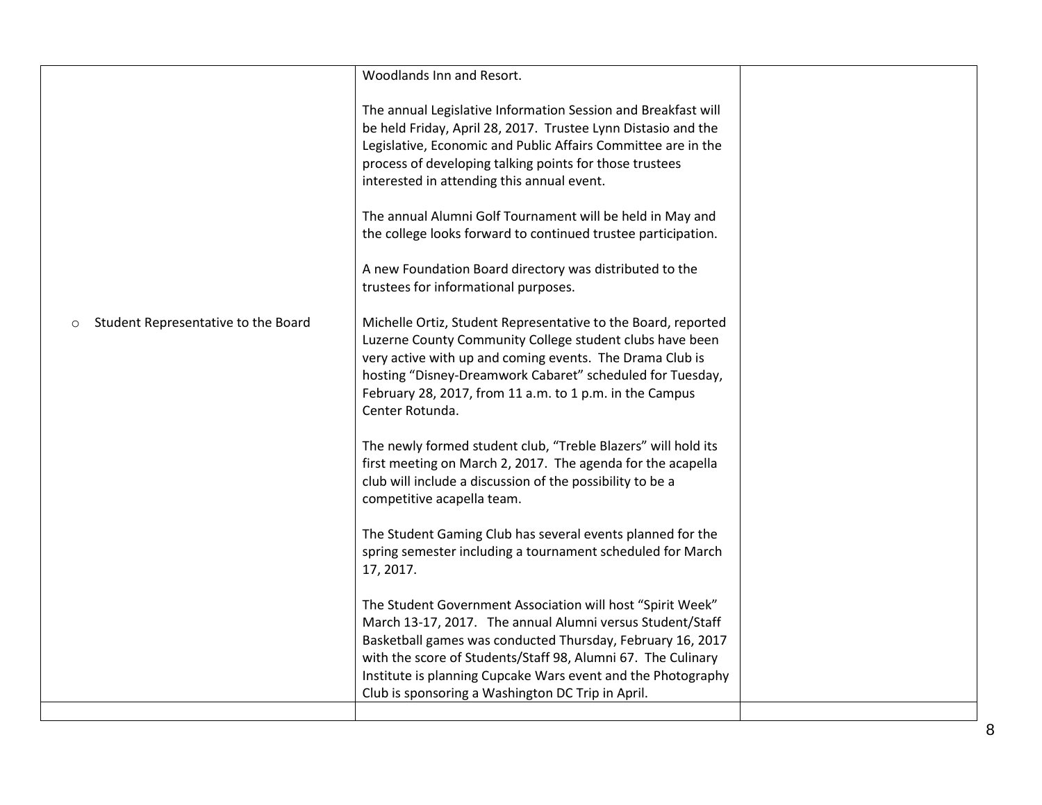| | | |
|---|---|---|
| | Woodlands Inn and Resort.<br><br>The annual Legislative Information Session and Breakfast will be held Friday, April 28, 2017. Trustee Lynn Distasio and the Legislative, Economic and Public Affairs Committee are in the process of developing talking points for those trustees interested in attending this annual event.<br><br>The annual Alumni Golf Tournament will be held in May and the college looks forward to continued trustee participation.<br><br>A new Foundation Board directory was distributed to the trustees for informational purposes. | |
| ○ Student Representative to the Board | Michelle Ortiz, Student Representative to the Board, reported Luzerne County Community College student clubs have been very active with up and coming events. The Drama Club is hosting "Disney-Dreamwork Cabaret" scheduled for Tuesday, February 28, 2017, from 11 a.m. to 1 p.m. in the Campus Center Rotunda.<br><br>The newly formed student club, "Treble Blazers" will hold its first meeting on March 2, 2017. The agenda for the acapella club will include a discussion of the possibility to be a competitive acapella team.<br><br>The Student Gaming Club has several events planned for the spring semester including a tournament scheduled for March 17, 2017.<br><br>The Student Government Association will host "Spirit Week" March 13-17, 2017. The annual Alumni versus Student/Staff Basketball games was conducted Thursday, February 16, 2017 with the score of Students/Staff 98, Alumni 67. The Culinary Institute is planning Cupcake Wars event and the Photography Club is sponsoring a Washington DC Trip in April. | |
| | | |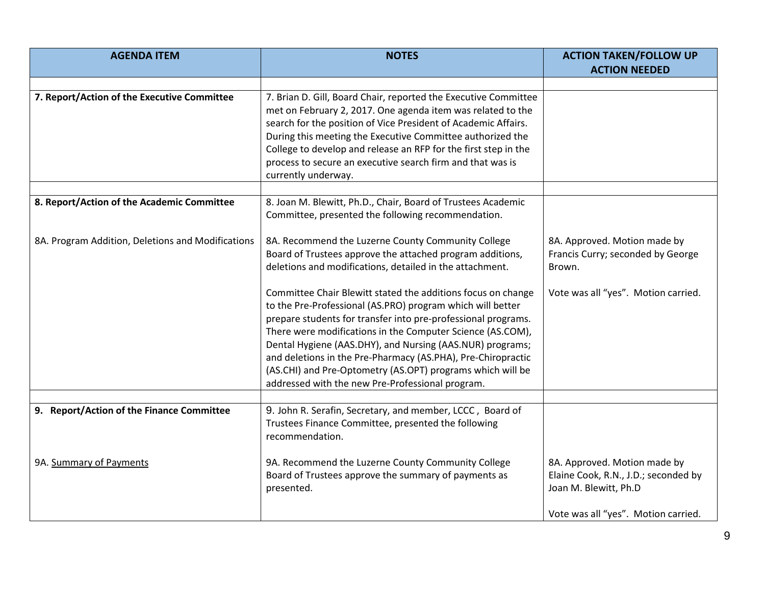| AGENDA ITEM | NOTES | ACTION TAKEN/FOLLOW UP ACTION NEEDED |
|---|---|---|
| | | |
| **7. Report/Action of the Executive Committee** | 7. Brian D. Gill, Board Chair, reported the Executive Committee met on February 2, 2017. One agenda item was related to the search for the position of Vice President of Academic Affairs. During this meeting the Executive Committee authorized the College to develop and release an RFP for the first step in the process to secure an executive search firm and that was is currently underway. | |
| | | |
| **8. Report/Action of the Academic Committee** | 8. Joan M. Blewitt, Ph.D., Chair, Board of Trustees Academic Committee, presented the following recommendation. | |
| 8A. Program Addition, Deletions and Modifications | 8A. Recommend the Luzerne County Community College Board of Trustees approve the attached program additions, deletions and modifications, detailed in the attachment.<br><br>Committee Chair Blewitt stated the additions focus on change to the Pre-Professional (AS.PRO) program which will better prepare students for transfer into pre-professional programs. There were modifications in the Computer Science (AS.COM), Dental Hygiene (AAS.DHY), and Nursing (AAS.NUR) programs; and deletions in the Pre-Pharmacy (AS.PHA), Pre-Chiropractic (AS.CHI) and Pre-Optometry (AS.OPT) programs which will be addressed with the new Pre-Professional program. | 8A. Approved. Motion made by Francis Curry; seconded by George Brown.<br><br>Vote was all "yes". Motion carried. |
| | | |
| **9. Report/Action of the Finance Committee** | 9. John R. Serafin, Secretary, and member, LCCC , Board of Trustees Finance Committee, presented the following recommendation. | |
| 9A. <u>Summary of Payments</u> | 9A. Recommend the Luzerne County Community College Board of Trustees approve the summary of payments as presented. | 8A. Approved. Motion made by Elaine Cook, R.N., J.D.; seconded by Joan M. Blewitt, Ph.D<br><br>Vote was all "yes". Motion carried. |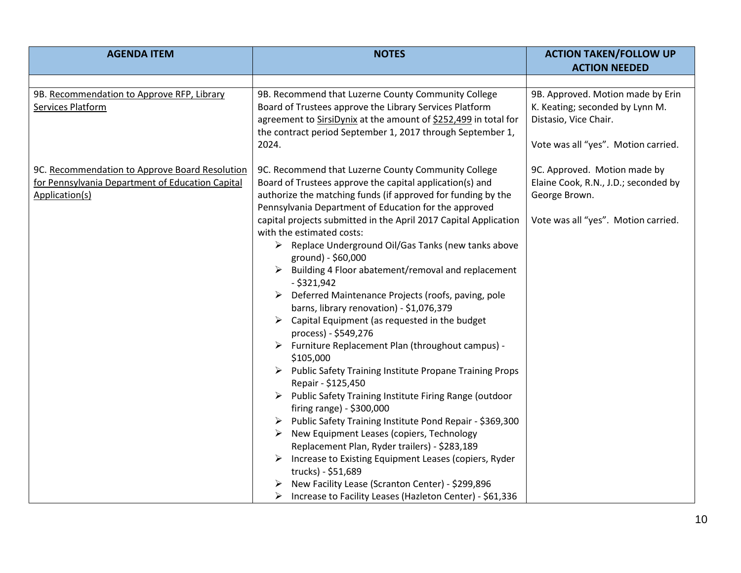| AGENDA ITEM | NOTES | ACTION TAKEN/FOLLOW UP ACTION NEEDED |
|---|---|---|
| | | |
| 9B. Recommendation to Approve RFP, Library Services Platform | 9B. Recommend that Luzerne County Community College Board of Trustees approve the Library Services Platform agreement to SirsiDynix at the amount of $252,499 in total for the contract period September 1, 2017 through September 1, 2024. | 9B. Approved. Motion made by Erin K. Keating; seconded by Lynn M. Distasio, Vice Chair.<br><br>Vote was all "yes". Motion carried. |
| 9C. Recommendation to Approve Board Resolution for Pennsylvania Department of Education Capital Application(s) | 9C. Recommend that Luzerne County Community College Board of Trustees approve the capital application(s) and authorize the matching funds (if approved for funding by the Pennsylvania Department of Education for the approved capital projects submitted in the April 2017 Capital Application with the estimated costs:<br>➢ Replace Underground Oil/Gas Tanks (new tanks above ground) - $60,000<br>➢ Building 4 Floor abatement/removal and replacement - $321,942<br>➢ Deferred Maintenance Projects (roofs, paving, pole barns, library renovation) - $1,076,379<br>➢ Capital Equipment (as requested in the budget process) - $549,276<br>➢ Furniture Replacement Plan (throughout campus) - $105,000<br>➢ Public Safety Training Institute Propane Training Props Repair - $125,450<br>➢ Public Safety Training Institute Firing Range (outdoor firing range) - $300,000<br>➢ Public Safety Training Institute Pond Repair - $369,300<br>➢ New Equipment Leases (copiers, Technology Replacement Plan, Ryder trailers) - $283,189<br>➢ Increase to Existing Equipment Leases (copiers, Ryder trucks) - $51,689<br>➢ New Facility Lease (Scranton Center) - $299,896<br>➢ Increase to Facility Leases (Hazleton Center) - $61,336 | 9C. Approved. Motion made by Elaine Cook, R.N., J.D.; seconded by George Brown.<br><br>Vote was all "yes". Motion carried. |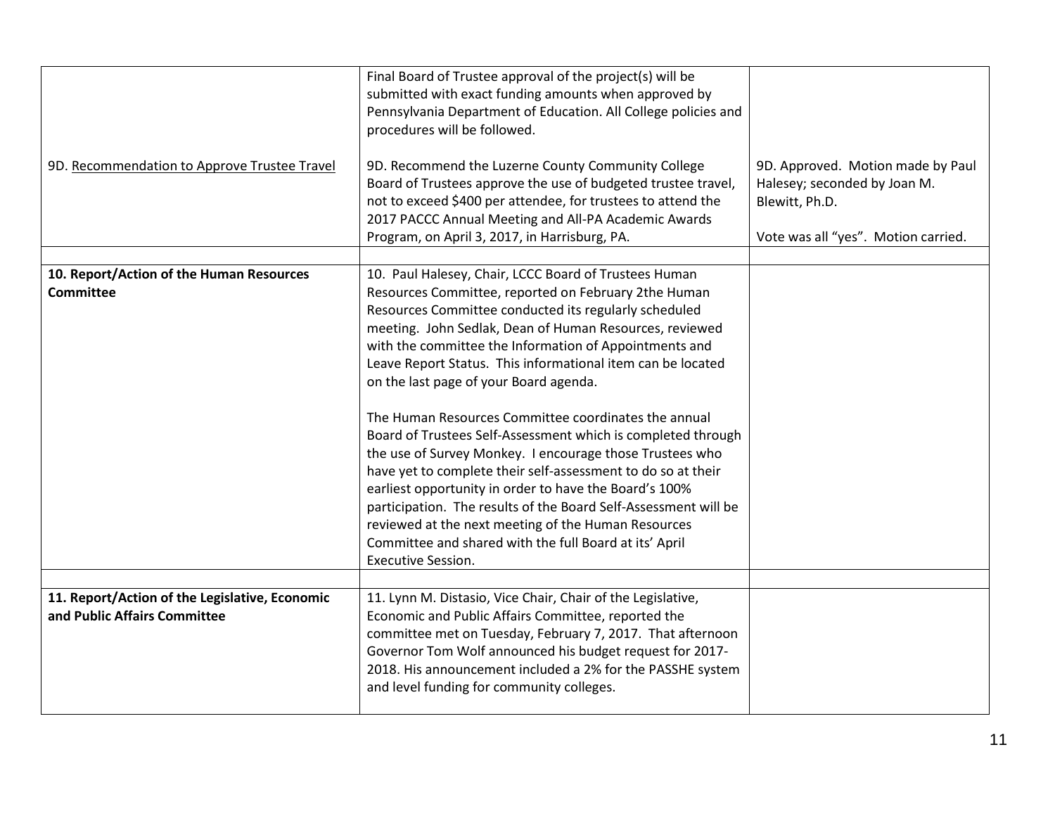| | | |
|---|---|---|
| | Final Board of Trustee approval of the project(s) will be submitted with exact funding amounts when approved by Pennsylvania Department of Education. All College policies and procedures will be followed. | |
| 9D. Recommendation to Approve Trustee Travel | 9D. Recommend the Luzerne County Community College Board of Trustees approve the use of budgeted trustee travel, not to exceed $400 per attendee, for trustees to attend the 2017 PACCC Annual Meeting and All-PA Academic Awards Program, on April 3, 2017, in Harrisburg, PA. | 9D. Approved. Motion made by Paul Halesey; seconded by Joan M. Blewitt, Ph.D.<br><br>Vote was all "yes". Motion carried. |
| | | |
| **10. Report/Action of the Human Resources Committee** | 10. Paul Halesey, Chair, LCCC Board of Trustees Human Resources Committee, reported on February 2the Human Resources Committee conducted its regularly scheduled meeting. John Sedlak, Dean of Human Resources, reviewed with the committee the Information of Appointments and Leave Report Status. This informational item can be located on the last page of your Board agenda.<br><br>The Human Resources Committee coordinates the annual Board of Trustees Self-Assessment which is completed through the use of Survey Monkey. I encourage those Trustees who have yet to complete their self-assessment to do so at their earliest opportunity in order to have the Board's 100% participation. The results of the Board Self-Assessment will be reviewed at the next meeting of the Human Resources Committee and shared with the full Board at its' April Executive Session. | |
| | | |
| **11. Report/Action of the Legislative, Economic and Public Affairs Committee** | 11. Lynn M. Distasio, Vice Chair, Chair of the Legislative, Economic and Public Affairs Committee, reported the committee met on Tuesday, February 7, 2017. That afternoon Governor Tom Wolf announced his budget request for 2017-2018. His announcement included a 2% for the PASSHE system and level funding for community colleges. | |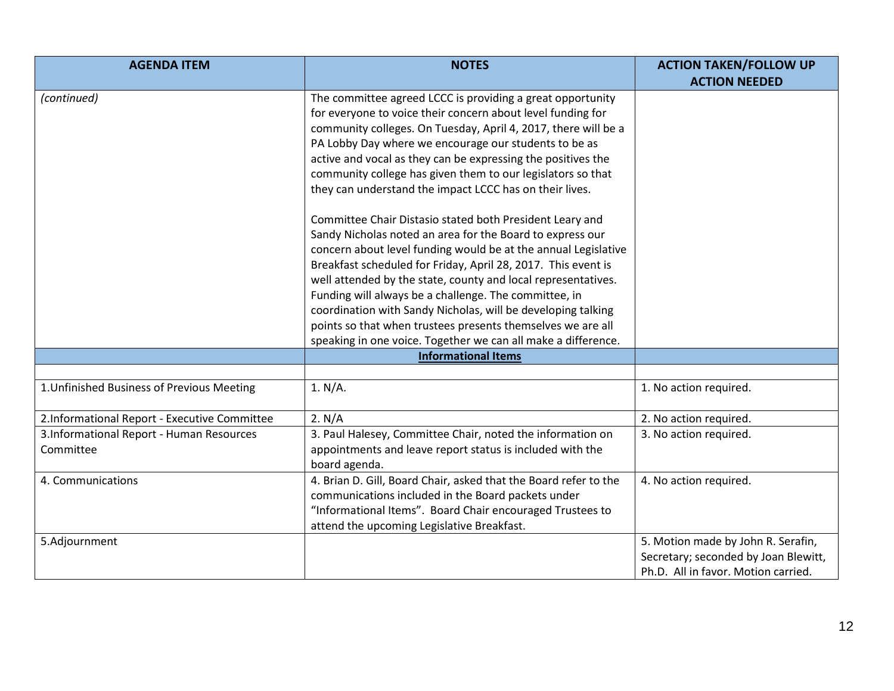| AGENDA ITEM | NOTES | ACTION TAKEN/FOLLOW UP ACTION NEEDED |
|---|---|---|
| *(continued)* | The committee agreed LCCC is providing a great opportunity for everyone to voice their concern about level funding for community colleges. On Tuesday, April 4, 2017, there will be a PA Lobby Day where we encourage our students to be as active and vocal as they can be expressing the positives the community college has given them to our legislators so that they can understand the impact LCCC has on their lives.<br><br>Committee Chair Distasio stated both President Leary and Sandy Nicholas noted an area for the Board to express our concern about level funding would be at the annual Legislative Breakfast scheduled for Friday, April 28, 2017. This event is well attended by the state, county and local representatives. Funding will always be a challenge. The committee, in coordination with Sandy Nicholas, will be developing talking points so that when trustees presents themselves we are all speaking in one voice. Together we can all make a difference. | |
| | **<u>Informational Items</u>** | |
| | | |
| 1.Unfinished Business of Previous Meeting | 1. N/A. | 1. No action required. |
| 2.Informational Report - Executive Committee | 2. N/A | 2. No action required. |
| 3.Informational Report - Human Resources Committee | 3. Paul Halesey, Committee Chair, noted the information on appointments and leave report status is included with the board agenda. | 3. No action required. |
| 4. Communications | 4. Brian D. Gill, Board Chair, asked that the Board refer to the communications included in the Board packets under "Informational Items". Board Chair encouraged Trustees to attend the upcoming Legislative Breakfast. | 4. No action required. |
| 5.Adjournment | | 5. Motion made by John R. Serafin, Secretary; seconded by Joan Blewitt, Ph.D. All in favor. Motion carried. |